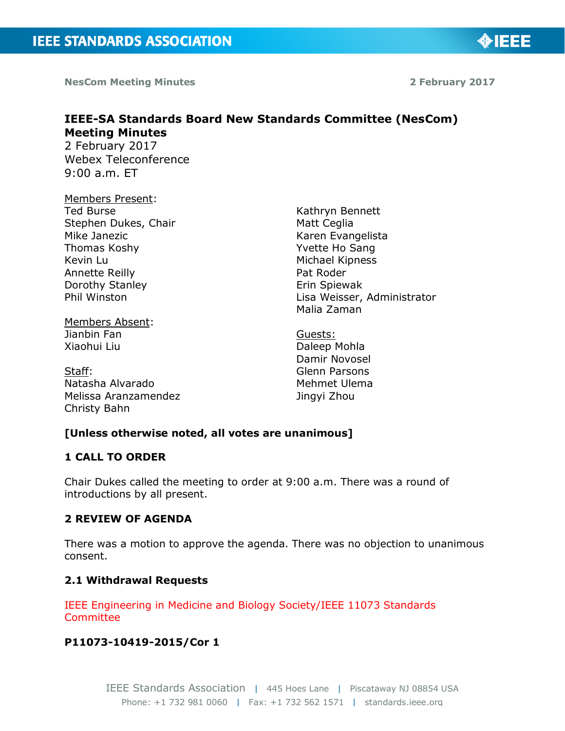NesCom Meeting Minutes 2 February 2017

# IEEE-SA Standards Board New Standards Committee (NesCom) Meeting Minutes

2 February 2017
Webex Teleconference
9:00 a.m. ET

Members Present:
Ted Burse
Stephen Dukes, Chair
Mike Janezic
Thomas Koshy
Kevin Lu
Annette Reilly
Dorothy Stanley
Phil Winston
Kathryn Bennett
Matt Ceglia
Karen Evangelista
Yvette Ho Sang
Michael Kipness
Pat Roder
Erin Spiewak
Lisa Weisser, Administrator
Malia Zaman

Members Absent:
Jianbin Fan
Xiaohui Liu

Staff:
Natasha Alvarado
Melissa Aranzamendez
Christy Bahn

Guests:
Daleep Mohla
Damir Novosel
Glenn Parsons
Mehmet Ulema
Jingyi Zhou

**[Unless otherwise noted, all votes are unanimous]**

## 1 CALL TO ORDER

Chair Dukes called the meeting to order at 9:00 a.m. There was a round of introductions by all present.

## 2 REVIEW OF AGENDA

There was a motion to approve the agenda. There was no objection to unanimous consent.

### 2.1 Withdrawal Requests

IEEE Engineering in Medicine and Biology Society/IEEE 11073 Standards Committee

**P11073-10419-2015/Cor 1**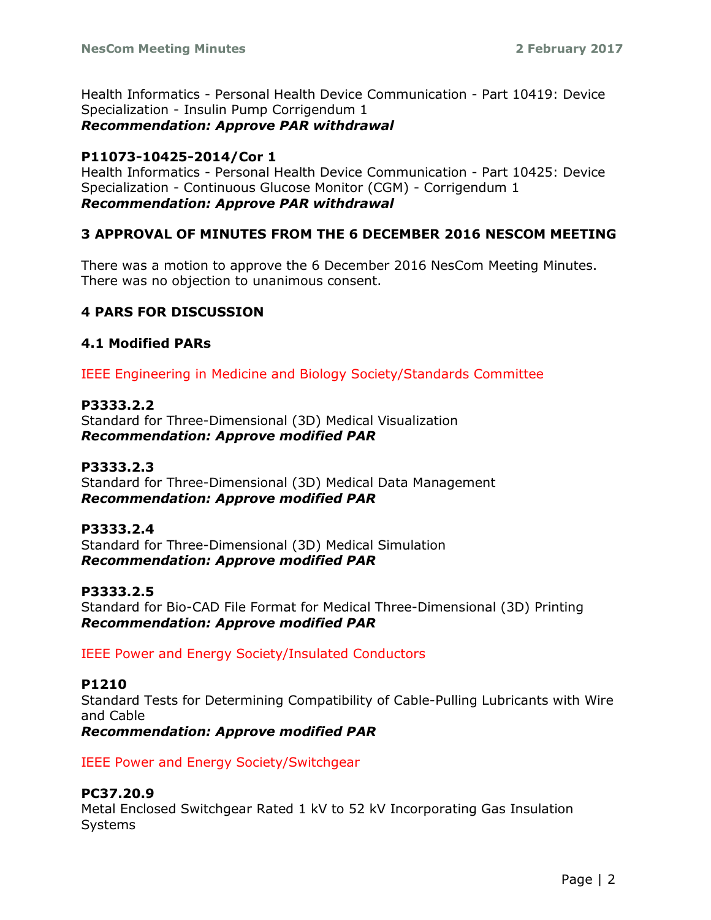Health Informatics - Personal Health Device Communication - Part 10419: Device Specialization - Insulin Pump Corrigendum 1
***Recommendation: Approve PAR withdrawal***

**P11073-10425-2014/Cor 1**
Health Informatics - Personal Health Device Communication - Part 10425: Device Specialization - Continuous Glucose Monitor (CGM) - Corrigendum 1
***Recommendation: Approve PAR withdrawal***

## 3 APPROVAL OF MINUTES FROM THE 6 DECEMBER 2016 NESCOM MEETING

There was a motion to approve the 6 December 2016 NesCom Meeting Minutes. There was no objection to unanimous consent.

## 4 PARS FOR DISCUSSION

### 4.1 Modified PARs

IEEE Engineering in Medicine and Biology Society/Standards Committee

**P3333.2.2**
Standard for Three-Dimensional (3D) Medical Visualization
***Recommendation: Approve modified PAR***

**P3333.2.3**
Standard for Three-Dimensional (3D) Medical Data Management
***Recommendation: Approve modified PAR***

**P3333.2.4**
Standard for Three-Dimensional (3D) Medical Simulation
***Recommendation: Approve modified PAR***

**P3333.2.5**
Standard for Bio-CAD File Format for Medical Three-Dimensional (3D) Printing
***Recommendation: Approve modified PAR***

IEEE Power and Energy Society/Insulated Conductors

**P1210**
Standard Tests for Determining Compatibility of Cable-Pulling Lubricants with Wire and Cable
***Recommendation: Approve modified PAR***

IEEE Power and Energy Society/Switchgear

**PC37.20.9**
Metal Enclosed Switchgear Rated 1 kV to 52 kV Incorporating Gas Insulation Systems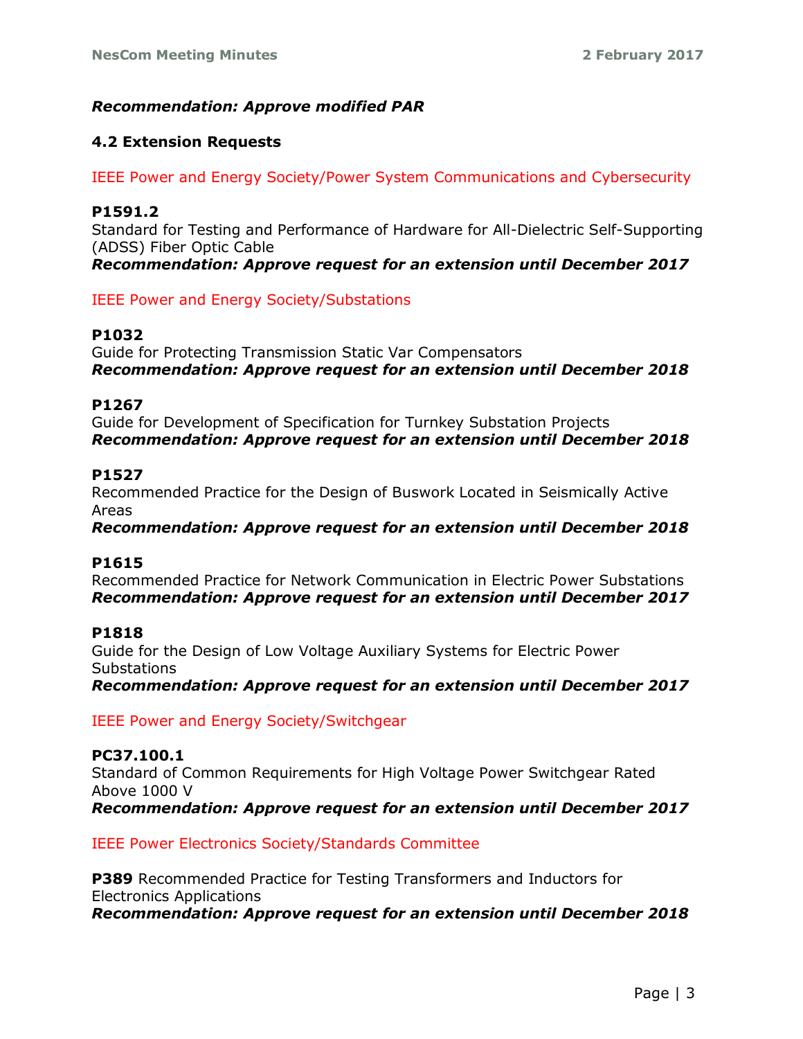***Recommendation: Approve modified PAR***

### 4.2 Extension Requests

IEEE Power and Energy Society/Power System Communications and Cybersecurity

**P1591.2**
Standard for Testing and Performance of Hardware for All-Dielectric Self-Supporting (ADSS) Fiber Optic Cable
***Recommendation: Approve request for an extension until December 2017***

IEEE Power and Energy Society/Substations

**P1032**
Guide for Protecting Transmission Static Var Compensators
***Recommendation: Approve request for an extension until December 2018***

**P1267**
Guide for Development of Specification for Turnkey Substation Projects
***Recommendation: Approve request for an extension until December 2018***

**P1527**
Recommended Practice for the Design of Buswork Located in Seismically Active Areas
***Recommendation: Approve request for an extension until December 2018***

**P1615**
Recommended Practice for Network Communication in Electric Power Substations
***Recommendation: Approve request for an extension until December 2017***

**P1818**
Guide for the Design of Low Voltage Auxiliary Systems for Electric Power Substations
***Recommendation: Approve request for an extension until December 2017***

IEEE Power and Energy Society/Switchgear

**PC37.100.1**
Standard of Common Requirements for High Voltage Power Switchgear Rated Above 1000 V
***Recommendation: Approve request for an extension until December 2017***

IEEE Power Electronics Society/Standards Committee

**P389** Recommended Practice for Testing Transformers and Inductors for Electronics Applications
***Recommendation: Approve request for an extension until December 2018***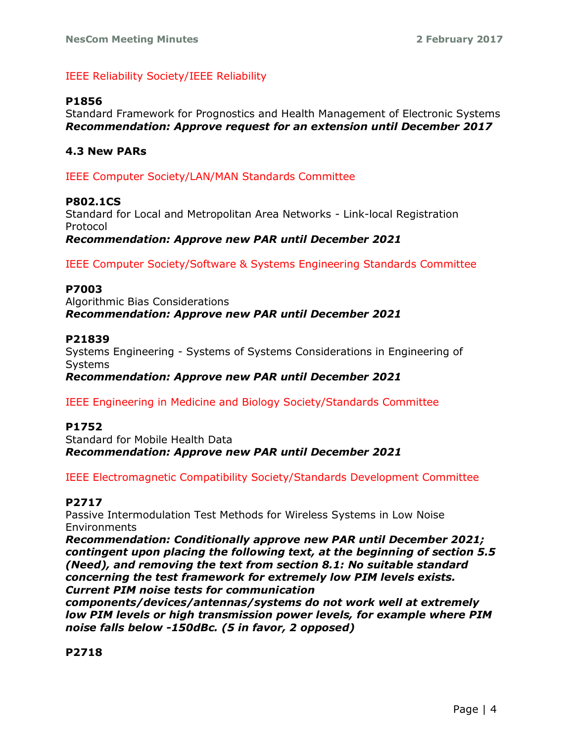IEEE Reliability Society/IEEE Reliability

**P1856**
Standard Framework for Prognostics and Health Management of Electronic Systems
***Recommendation: Approve request for an extension until December 2017***

### 4.3 New PARs

IEEE Computer Society/LAN/MAN Standards Committee

**P802.1CS**
Standard for Local and Metropolitan Area Networks - Link-local Registration Protocol
***Recommendation: Approve new PAR until December 2021***

IEEE Computer Society/Software & Systems Engineering Standards Committee

**P7003**
Algorithmic Bias Considerations
***Recommendation: Approve new PAR until December 2021***

**P21839**
Systems Engineering - Systems of Systems Considerations in Engineering of Systems
***Recommendation: Approve new PAR until December 2021***

IEEE Engineering in Medicine and Biology Society/Standards Committee

**P1752**
Standard for Mobile Health Data
***Recommendation: Approve new PAR until December 2021***

IEEE Electromagnetic Compatibility Society/Standards Development Committee

**P2717**
Passive Intermodulation Test Methods for Wireless Systems in Low Noise Environments
***Recommendation: Conditionally approve new PAR until December 2021; contingent upon placing the following text, at the beginning of section 5.5 (Need), and removing the text from section 8.1: No suitable standard concerning the test framework for extremely low PIM levels exists. Current PIM noise tests for communication components/devices/antennas/systems do not work well at extremely low PIM levels or high transmission power levels, for example where PIM noise falls below -150dBc. (5 in favor, 2 opposed)***

**P2718**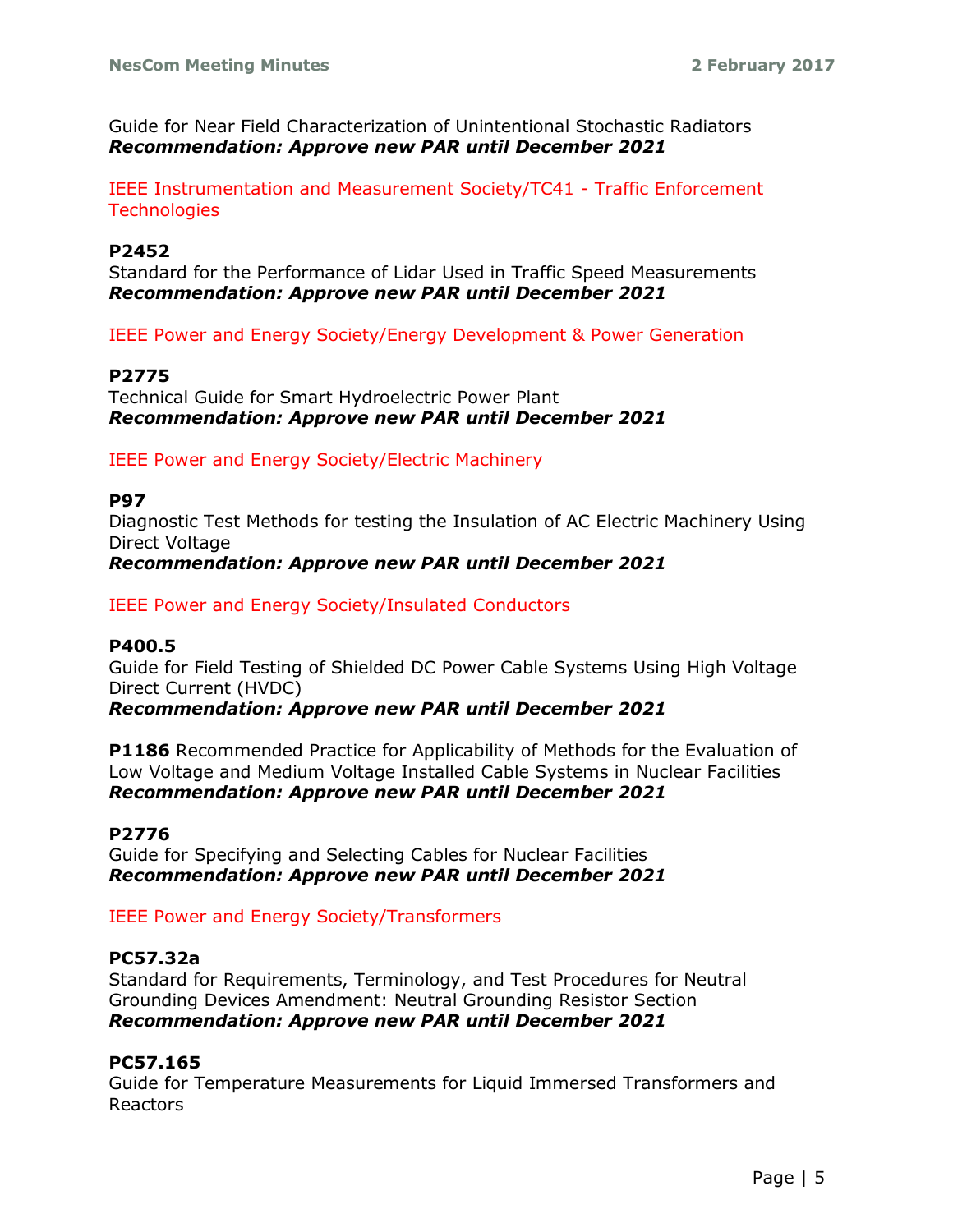Guide for Near Field Characterization of Unintentional Stochastic Radiators
***Recommendation: Approve new PAR until December 2021***

IEEE Instrumentation and Measurement Society/TC41 - Traffic Enforcement Technologies

**P2452**
Standard for the Performance of Lidar Used in Traffic Speed Measurements
***Recommendation: Approve new PAR until December 2021***

IEEE Power and Energy Society/Energy Development & Power Generation

**P2775**
Technical Guide for Smart Hydroelectric Power Plant
***Recommendation: Approve new PAR until December 2021***

IEEE Power and Energy Society/Electric Machinery

**P97**
Diagnostic Test Methods for testing the Insulation of AC Electric Machinery Using Direct Voltage
***Recommendation: Approve new PAR until December 2021***

IEEE Power and Energy Society/Insulated Conductors

**P400.5**
Guide for Field Testing of Shielded DC Power Cable Systems Using High Voltage Direct Current (HVDC)
***Recommendation: Approve new PAR until December 2021***

**P1186** Recommended Practice for Applicability of Methods for the Evaluation of Low Voltage and Medium Voltage Installed Cable Systems in Nuclear Facilities
***Recommendation: Approve new PAR until December 2021***

**P2776**
Guide for Specifying and Selecting Cables for Nuclear Facilities
***Recommendation: Approve new PAR until December 2021***

IEEE Power and Energy Society/Transformers

**PC57.32a**
Standard for Requirements, Terminology, and Test Procedures for Neutral Grounding Devices Amendment: Neutral Grounding Resistor Section
***Recommendation: Approve new PAR until December 2021***

**PC57.165**
Guide for Temperature Measurements for Liquid Immersed Transformers and Reactors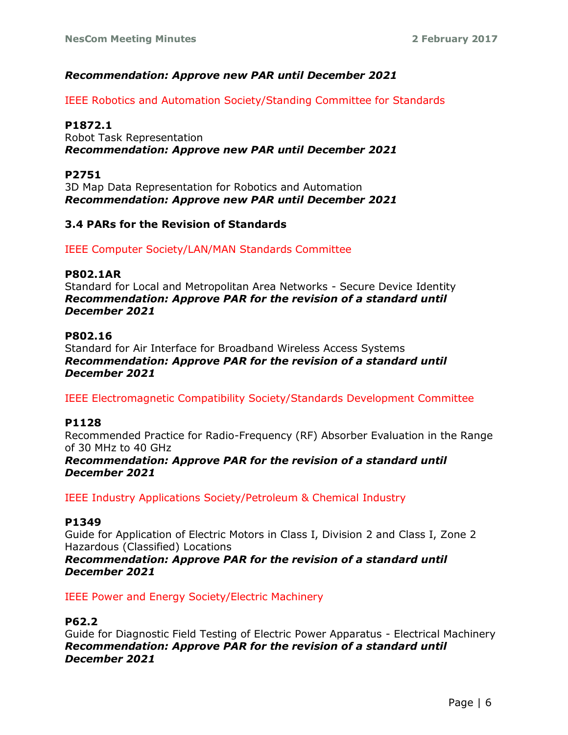***Recommendation: Approve new PAR until December 2021***

IEEE Robotics and Automation Society/Standing Committee for Standards

**P1872.1**
Robot Task Representation
***Recommendation: Approve new PAR until December 2021***

**P2751**
3D Map Data Representation for Robotics and Automation
***Recommendation: Approve new PAR until December 2021***

### 3.4 PARs for the Revision of Standards

IEEE Computer Society/LAN/MAN Standards Committee

**P802.1AR**
Standard for Local and Metropolitan Area Networks - Secure Device Identity
***Recommendation: Approve PAR for the revision of a standard until December 2021***

**P802.16**
Standard for Air Interface for Broadband Wireless Access Systems
***Recommendation: Approve PAR for the revision of a standard until December 2021***

IEEE Electromagnetic Compatibility Society/Standards Development Committee

**P1128**
Recommended Practice for Radio-Frequency (RF) Absorber Evaluation in the Range of 30 MHz to 40 GHz
***Recommendation: Approve PAR for the revision of a standard until December 2021***

IEEE Industry Applications Society/Petroleum & Chemical Industry

**P1349**
Guide for Application of Electric Motors in Class I, Division 2 and Class I, Zone 2 Hazardous (Classified) Locations
***Recommendation: Approve PAR for the revision of a standard until December 2021***

IEEE Power and Energy Society/Electric Machinery

**P62.2**
Guide for Diagnostic Field Testing of Electric Power Apparatus - Electrical Machinery
***Recommendation: Approve PAR for the revision of a standard until December 2021***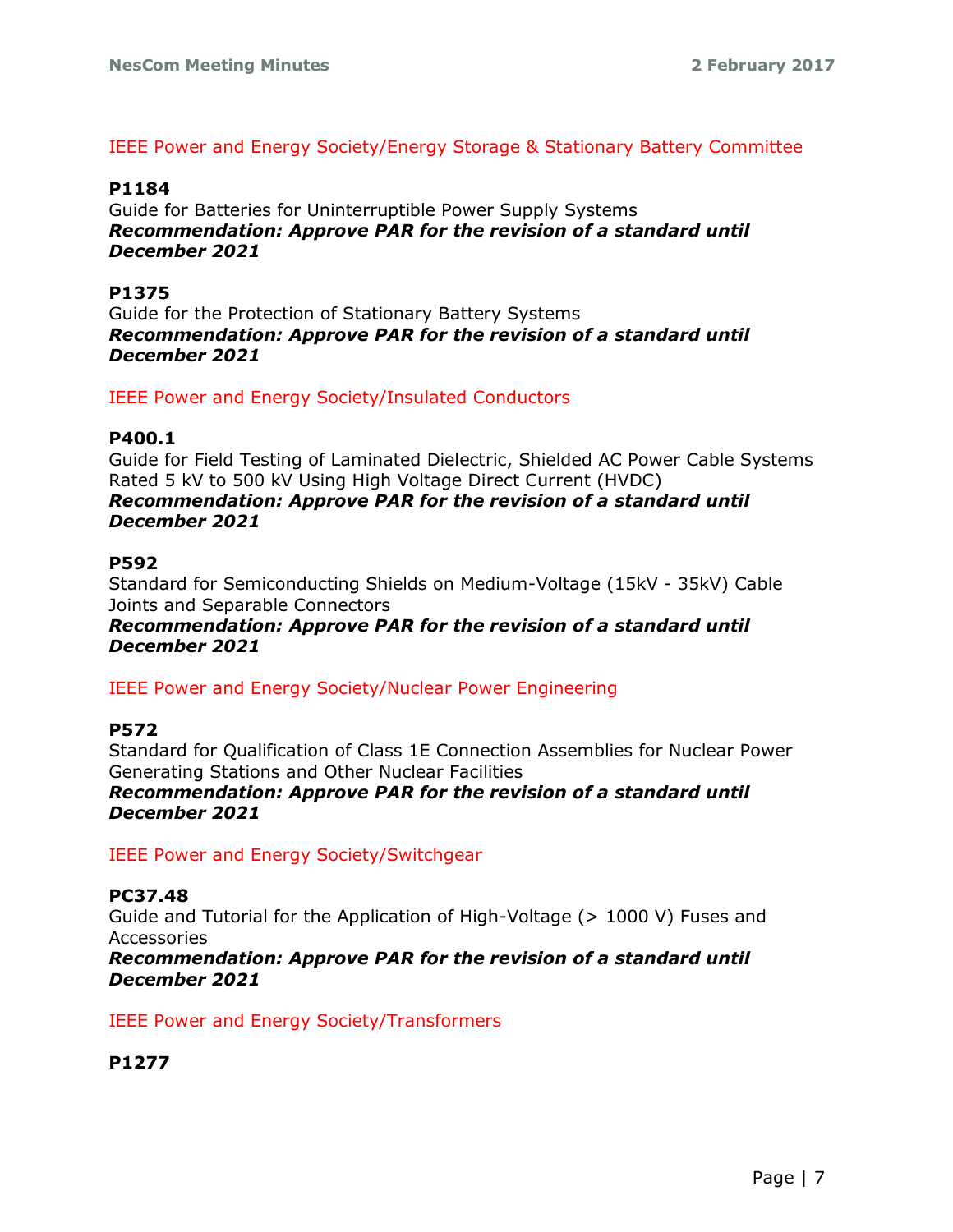IEEE Power and Energy Society/Energy Storage & Stationary Battery Committee

**P1184**
Guide for Batteries for Uninterruptible Power Supply Systems
***Recommendation: Approve PAR for the revision of a standard until December 2021***

**P1375**
Guide for the Protection of Stationary Battery Systems
***Recommendation: Approve PAR for the revision of a standard until December 2021***

IEEE Power and Energy Society/Insulated Conductors

**P400.1**
Guide for Field Testing of Laminated Dielectric, Shielded AC Power Cable Systems Rated 5 kV to 500 kV Using High Voltage Direct Current (HVDC)
***Recommendation: Approve PAR for the revision of a standard until December 2021***

**P592**
Standard for Semiconducting Shields on Medium-Voltage (15kV - 35kV) Cable Joints and Separable Connectors
***Recommendation: Approve PAR for the revision of a standard until December 2021***

IEEE Power and Energy Society/Nuclear Power Engineering

**P572**
Standard for Qualification of Class 1E Connection Assemblies for Nuclear Power Generating Stations and Other Nuclear Facilities
***Recommendation: Approve PAR for the revision of a standard until December 2021***

IEEE Power and Energy Society/Switchgear

**PC37.48**
Guide and Tutorial for the Application of High-Voltage (> 1000 V) Fuses and Accessories
***Recommendation: Approve PAR for the revision of a standard until December 2021***

IEEE Power and Energy Society/Transformers

**P1277**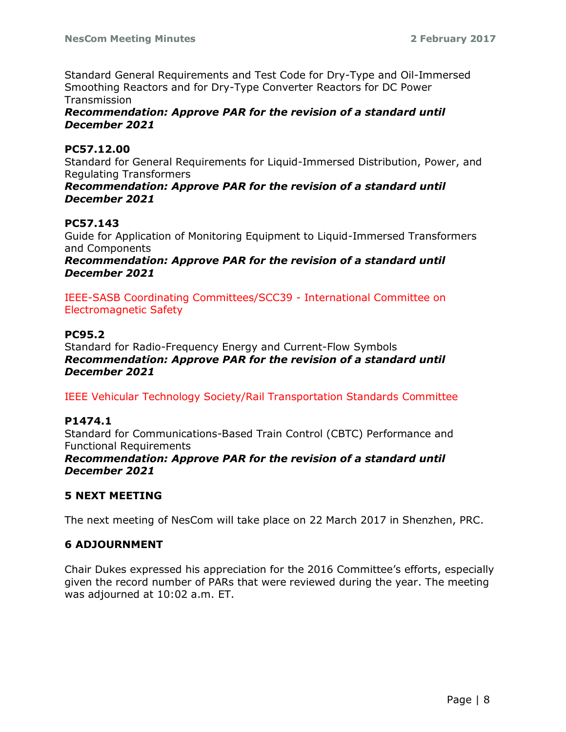Standard General Requirements and Test Code for Dry-Type and Oil-Immersed Smoothing Reactors and for Dry-Type Converter Reactors for DC Power Transmission
***Recommendation: Approve PAR for the revision of a standard until December 2021***

**PC57.12.00**
Standard for General Requirements for Liquid-Immersed Distribution, Power, and Regulating Transformers
***Recommendation: Approve PAR for the revision of a standard until December 2021***

**PC57.143**
Guide for Application of Monitoring Equipment to Liquid-Immersed Transformers and Components
***Recommendation: Approve PAR for the revision of a standard until December 2021***

IEEE-SASB Coordinating Committees/SCC39 - International Committee on Electromagnetic Safety

**PC95.2**
Standard for Radio-Frequency Energy and Current-Flow Symbols
***Recommendation: Approve PAR for the revision of a standard until December 2021***

IEEE Vehicular Technology Society/Rail Transportation Standards Committee

**P1474.1**
Standard for Communications-Based Train Control (CBTC) Performance and Functional Requirements
***Recommendation: Approve PAR for the revision of a standard until December 2021***

## 5 NEXT MEETING

The next meeting of NesCom will take place on 22 March 2017 in Shenzhen, PRC.

## 6 ADJOURNMENT

Chair Dukes expressed his appreciation for the 2016 Committee's efforts, especially given the record number of PARs that were reviewed during the year. The meeting was adjourned at 10:02 a.m. ET.